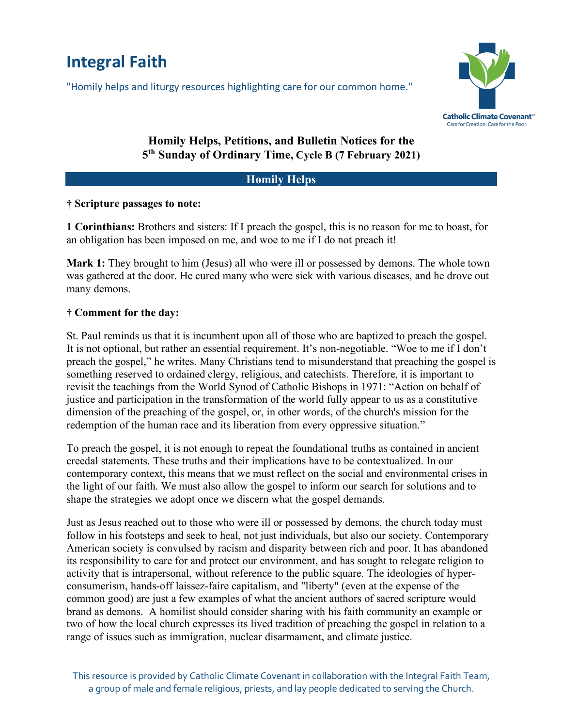# Integral Faith

"Homily helps and liturgy resources highlighting care for our common home."

Catholic Climate Covenant
Care for Creation. Care for the Poor.

## Homily Helps, Petitions, and Bulletin Notices for the 5th Sunday of Ordinary Time, Cycle B (7 February 2021)

### Homily Helps

**† Scripture passages to note:**

**1 Corinthians:** Brothers and sisters: If I preach the gospel, this is no reason for me to boast, for an obligation has been imposed on me, and woe to me if I do not preach it!

**Mark 1:** They brought to him (Jesus) all who were ill or possessed by demons. The whole town was gathered at the door. He cured many who were sick with various diseases, and he drove out many demons.

**† Comment for the day:**

St. Paul reminds us that it is incumbent upon all of those who are baptized to preach the gospel. It is not optional, but rather an essential requirement. It's non-negotiable. "Woe to me if I don't preach the gospel," he writes. Many Christians tend to misunderstand that preaching the gospel is something reserved to ordained clergy, religious, and catechists. Therefore, it is important to revisit the teachings from the World Synod of Catholic Bishops in 1971: "Action on behalf of justice and participation in the transformation of the world fully appear to us as a constitutive dimension of the preaching of the gospel, or, in other words, of the church's mission for the redemption of the human race and its liberation from every oppressive situation."

To preach the gospel, it is not enough to repeat the foundational truths as contained in ancient creedal statements. These truths and their implications have to be contextualized. In our contemporary context, this means that we must reflect on the social and environmental crises in the light of our faith. We must also allow the gospel to inform our search for solutions and to shape the strategies we adopt once we discern what the gospel demands.

Just as Jesus reached out to those who were ill or possessed by demons, the church today must follow in his footsteps and seek to heal, not just individuals, but also our society. Contemporary American society is convulsed by racism and disparity between rich and poor. It has abandoned its responsibility to care for and protect our environment, and has sought to relegate religion to activity that is intrapersonal, without reference to the public square. The ideologies of hyper-consumerism, hands-off laissez-faire capitalism, and "liberty" (even at the expense of the common good) are just a few examples of what the ancient authors of sacred scripture would brand as demons. A homilist should consider sharing with his faith community an example or two of how the local church expresses its lived tradition of preaching the gospel in relation to a range of issues such as immigration, nuclear disarmament, and climate justice.

This resource is provided by Catholic Climate Covenant in collaboration with the Integral Faith Team, a group of male and female religious, priests, and lay people dedicated to serving the Church.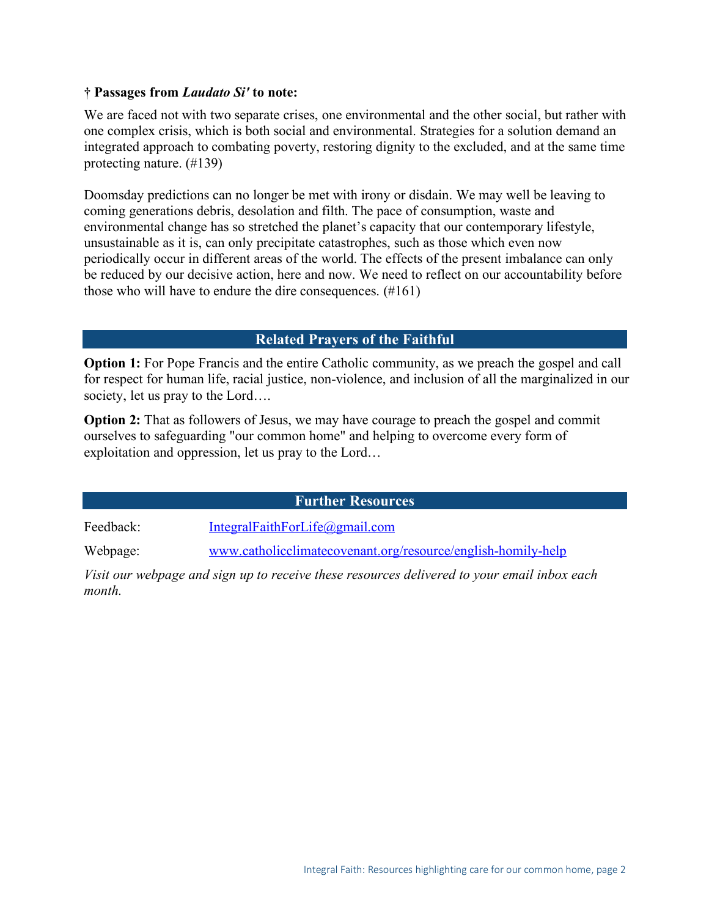**† Passages from *Laudato Si'* to note:**

We are faced not with two separate crises, one environmental and the other social, but rather with one complex crisis, which is both social and environmental. Strategies for a solution demand an integrated approach to combating poverty, restoring dignity to the excluded, and at the same time protecting nature. (#139)

Doomsday predictions can no longer be met with irony or disdain. We may well be leaving to coming generations debris, desolation and filth. The pace of consumption, waste and environmental change has so stretched the planet's capacity that our contemporary lifestyle, unsustainable as it is, can only precipitate catastrophes, such as those which even now periodically occur in different areas of the world. The effects of the present imbalance can only be reduced by our decisive action, here and now. We need to reflect on our accountability before those who will have to endure the dire consequences. (#161)

## Related Prayers of the Faithful

**Option 1:** For Pope Francis and the entire Catholic community, as we preach the gospel and call for respect for human life, racial justice, non-violence, and inclusion of all the marginalized in our society, let us pray to the Lord….

**Option 2:** That as followers of Jesus, we may have courage to preach the gospel and commit ourselves to safeguarding "our common home" and helping to overcome every form of exploitation and oppression, let us pray to the Lord…

## Further Resources

| | |
|---|---|
| Feedback: | IntegralFaithForLife@gmail.com |
| Webpage: | www.catholicclimatecovenant.org/resource/english-homily-help |

*Visit our webpage and sign up to receive these resources delivered to your email inbox each month.*